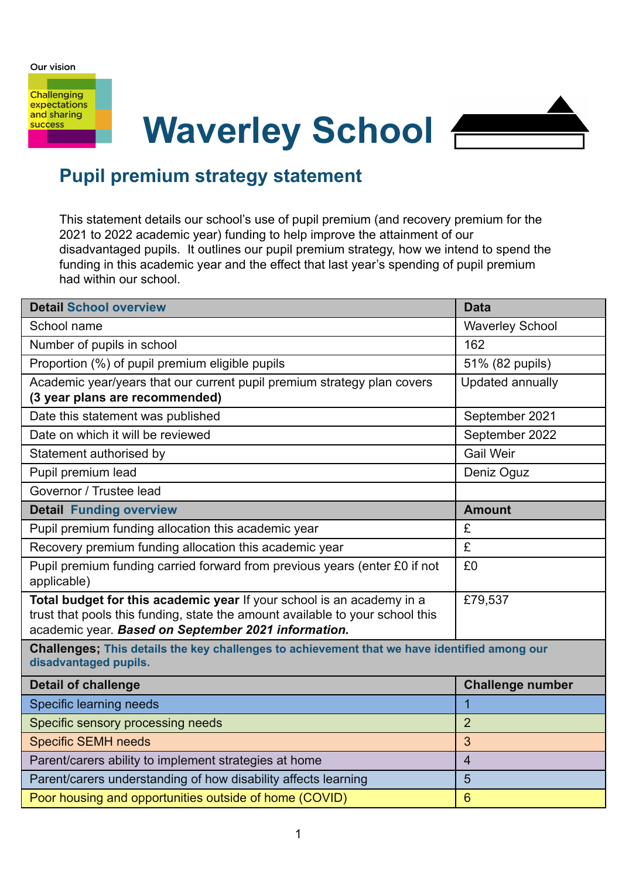Our vision

Challenging expectations and sharing success

# Waverley School

## Pupil premium strategy statement

This statement details our school's use of pupil premium (and recovery premium for the 2021 to 2022 academic year) funding to help improve the attainment of our disadvantaged pupils. It outlines our pupil premium strategy, how we intend to spend the funding in this academic year and the effect that last year's spending of pupil premium had within our school.

| Detail School overview | Data |
|---|---|
| School name | Waverley School |
| Number of pupils in school | 162 |
| Proportion (%) of pupil premium eligible pupils | 51% (82 pupils) |
| Academic year/years that our current pupil premium strategy plan covers **(3 year plans are recommended)** | Updated annually |
| Date this statement was published | September 2021 |
| Date on which it will be reviewed | September 2022 |
| Statement authorised by | Gail Weir |
| Pupil premium lead | Deniz Oguz |
| Governor / Trustee lead | |
| **Detail Funding overview** | **Amount** |
| Pupil premium funding allocation this academic year | £ |
| Recovery premium funding allocation this academic year | £ |
| Pupil premium funding carried forward from previous years (enter £0 if not applicable) | £0 |
| **Total budget for this academic year** If your school is an academy in a trust that pools this funding, state the amount available to your school this academic year. ***Based on September 2021 information.*** | £79,537 |

**Challenges; This details the key challenges to achievement that we have identified among our disadvantaged pupils.**

| Detail of challenge | Challenge number |
|---|---|
| Specific learning needs | 1 |
| Specific sensory processing needs | 2 |
| Specific SEMH needs | 3 |
| Parent/carers ability to implement strategies at home | 4 |
| Parent/carers understanding of how disability affects learning | 5 |
| Poor housing and opportunities outside of home (COVID) | 6 |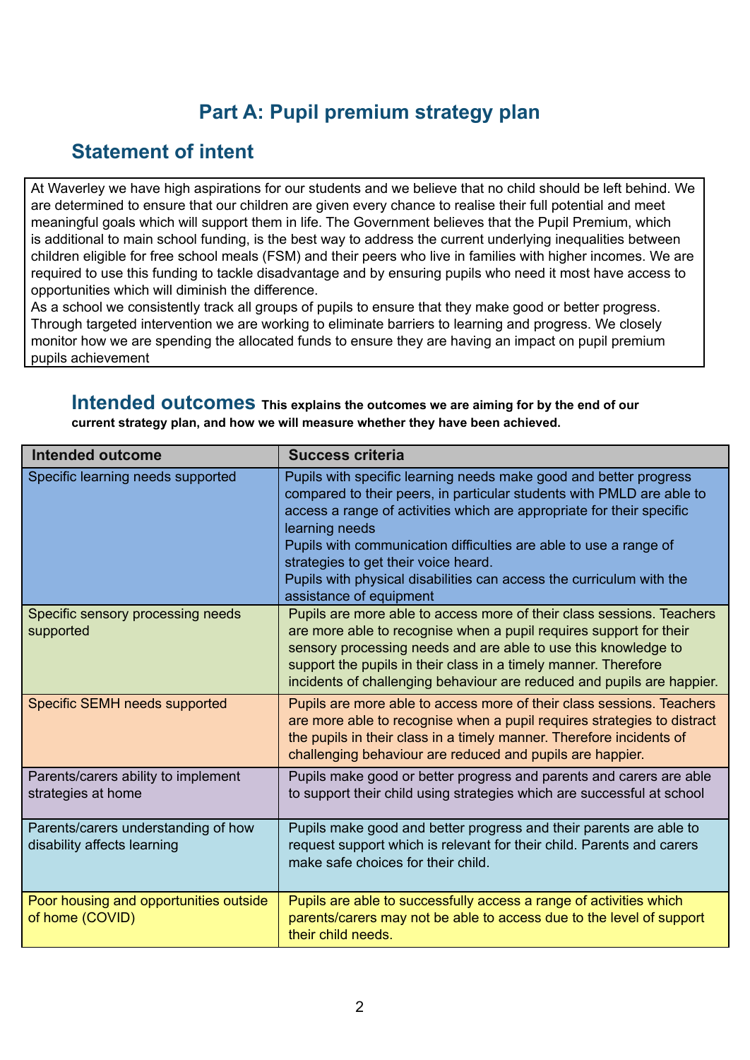# Part A: Pupil premium strategy plan

## Statement of intent

At Waverley we have high aspirations for our students and we believe that no child should be left behind. We are determined to ensure that our children are given every chance to realise their full potential and meet meaningful goals which will support them in life. The Government believes that the Pupil Premium, which is additional to main school funding, is the best way to address the current underlying inequalities between children eligible for free school meals (FSM) and their peers who live in families with higher incomes. We are required to use this funding to tackle disadvantage and by ensuring pupils who need it most have access to opportunities which will diminish the difference.
As a school we consistently track all groups of pupils to ensure that they make good or better progress. Through targeted intervention we are working to eliminate barriers to learning and progress. We closely monitor how we are spending the allocated funds to ensure they are having an impact on pupil premium pupils achievement

## Intended outcomes

**This explains the outcomes we are aiming for by the end of our current strategy plan, and how we will measure whether they have been achieved.**

| Intended outcome | Success criteria |
|---|---|
| Specific learning needs supported | Pupils with specific learning needs make good and better progress compared to their peers, in particular students with PMLD are able to access a range of activities which are appropriate for their specific learning needs<br>Pupils with communication difficulties are able to use a range of strategies to get their voice heard.<br>Pupils with physical disabilities can access the curriculum with the assistance of equipment |
| Specific sensory processing needs supported | Pupils are more able to access more of their class sessions. Teachers are more able to recognise when a pupil requires support for their sensory processing needs and are able to use this knowledge to support the pupils in their class in a timely manner. Therefore incidents of challenging behaviour are reduced and pupils are happier. |
| Specific SEMH needs supported | Pupils are more able to access more of their class sessions. Teachers are more able to recognise when a pupil requires strategies to distract the pupils in their class in a timely manner. Therefore incidents of challenging behaviour are reduced and pupils are happier. |
| Parents/carers ability to implement strategies at home | Pupils make good or better progress and parents and carers are able to support their child using strategies which are successful at school |
| Parents/carers understanding of how disability affects learning | Pupils make good and better progress and their parents are able to request support which is relevant for their child. Parents and carers make safe choices for their child. |
| Poor housing and opportunities outside of home (COVID) | Pupils are able to successfully access a range of activities which parents/carers may not be able to access due to the level of support their child needs. |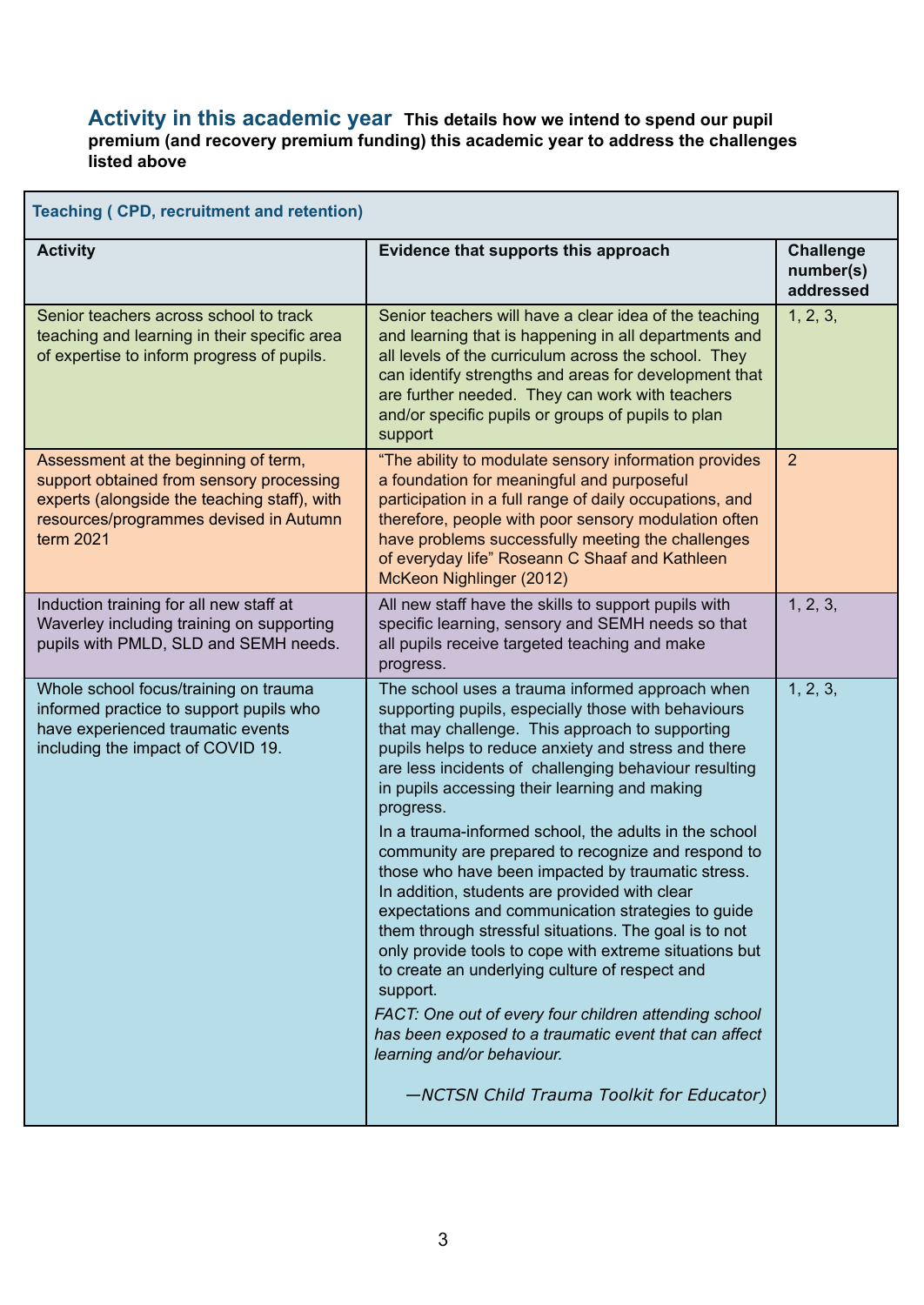## Activity in this academic year

**This details how we intend to spend our pupil premium (and recovery premium funding) this academic year to address the challenges listed above**

| Teaching ( CPD, recruitment and retention) | | |
|---|---|---|
| **Activity** | **Evidence that supports this approach** | **Challenge number(s) addressed** |
| Senior teachers across school to track teaching and learning in their specific area of expertise to inform progress of pupils. | Senior teachers will have a clear idea of the teaching and learning that is happening in all departments and all levels of the curriculum across the school. They can identify strengths and areas for development that are further needed. They can work with teachers and/or specific pupils or groups of pupils to plan support | 1, 2, 3, |
| Assessment at the beginning of term, support obtained from sensory processing experts (alongside the teaching staff), with resources/programmes devised in Autumn term 2021 | "The ability to modulate sensory information provides a foundation for meaningful and purposeful participation in a full range of daily occupations, and therefore, people with poor sensory modulation often have problems successfully meeting the challenges of everyday life" Roseann C Shaaf and Kathleen McKeon Nighlinger (2012) | 2 |
| Induction training for all new staff at Waverley including training on supporting pupils with PMLD, SLD and SEMH needs. | All new staff have the skills to support pupils with specific learning, sensory and SEMH needs so that all pupils receive targeted teaching and make progress. | 1, 2, 3, |
| Whole school focus/training on trauma informed practice to support pupils who have experienced traumatic events including the impact of COVID 19. | The school uses a trauma informed approach when supporting pupils, especially those with behaviours that may challenge. This approach to supporting pupils helps to reduce anxiety and stress and there are less incidents of challenging behaviour resulting in pupils accessing their learning and making progress.<br><br>In a trauma-informed school, the adults in the school community are prepared to recognize and respond to those who have been impacted by traumatic stress. In addition, students are provided with clear expectations and communication strategies to guide them through stressful situations. The goal is to not only provide tools to cope with extreme situations but to create an underlying culture of respect and support.<br><br>*FACT: One out of every four children attending school has been exposed to a traumatic event that can affect learning and/or behaviour.*<br><br>*—NCTSN Child Trauma Toolkit for Educator)* | 1, 2, 3, |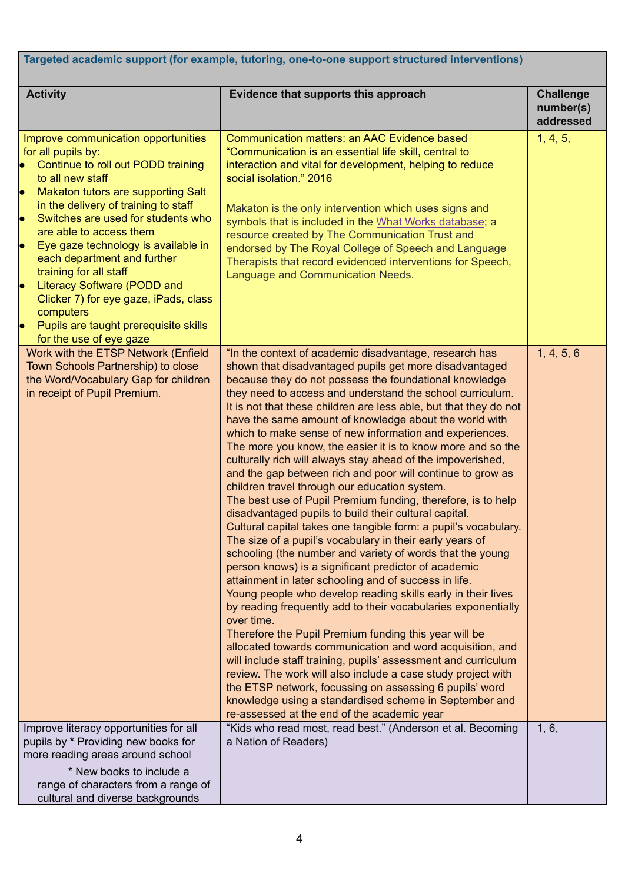| Targeted academic support (for example, tutoring, one-to-one support structured interventions) | | |
|---|---|---|
| **Activity** | **Evidence that supports this approach** | **Challenge number(s) addressed** |
| Improve communication opportunities for all pupils by:<br>• Continue to roll out PODD training to all new staff<br>• Makaton tutors are supporting Salt in the delivery of training to staff<br>• Switches are used for students who are able to access them<br>• Eye gaze technology is available in each department and further training for all staff<br>• Literacy Software (PODD and Clicker 7) for eye gaze, iPads, class computers<br>• Pupils are taught prerequisite skills for the use of eye gaze | Communication matters: an AAC Evidence based "Communication is an essential life skill, central to interaction and vital for development, helping to reduce social isolation." 2016<br><br>Makaton is the only intervention which uses signs and symbols that is included in the [What Works database](); a resource created by The Communication Trust and endorsed by The Royal College of Speech and Language Therapists that record evidenced interventions for Speech, Language and Communication Needs. | 1, 4, 5, |
| Work with the ETSP Network (Enfield Town Schools Partnership) to close the Word/Vocabulary Gap for children in receipt of Pupil Premium. | "In the context of academic disadvantage, research has shown that disadvantaged pupils get more disadvantaged because they do not possess the foundational knowledge they need to access and understand the school curriculum. It is not that these children are less able, but that they do not have the same amount of knowledge about the world with which to make sense of new information and experiences. The more you know, the easier it is to know more and so the culturally rich will always stay ahead of the impoverished, and the gap between rich and poor will continue to grow as children travel through our education system.<br>The best use of Pupil Premium funding, therefore, is to help disadvantaged pupils to build their cultural capital.<br>Cultural capital takes one tangible form: a pupil's vocabulary. The size of a pupil's vocabulary in their early years of schooling (the number and variety of words that the young person knows) is a significant predictor of academic attainment in later schooling and of success in life.<br>Young people who develop reading skills early in their lives by reading frequently add to their vocabularies exponentially over time.<br>Therefore the Pupil Premium funding this year will be allocated towards communication and word acquisition, and will include staff training, pupils' assessment and curriculum review. The work will also include a case study project with the ETSP network, focussing on assessing 6 pupils' word knowledge using a standardised scheme in September and re-assessed at the end of the academic year | 1, 4, 5, 6 |
| Improve literacy opportunities for all pupils by * Providing new books for more reading areas around school<br>* New books to include a range of characters from a range of cultural and diverse backgrounds | "Kids who read most, read best." (Anderson et al. Becoming a Nation of Readers) | 1, 6, |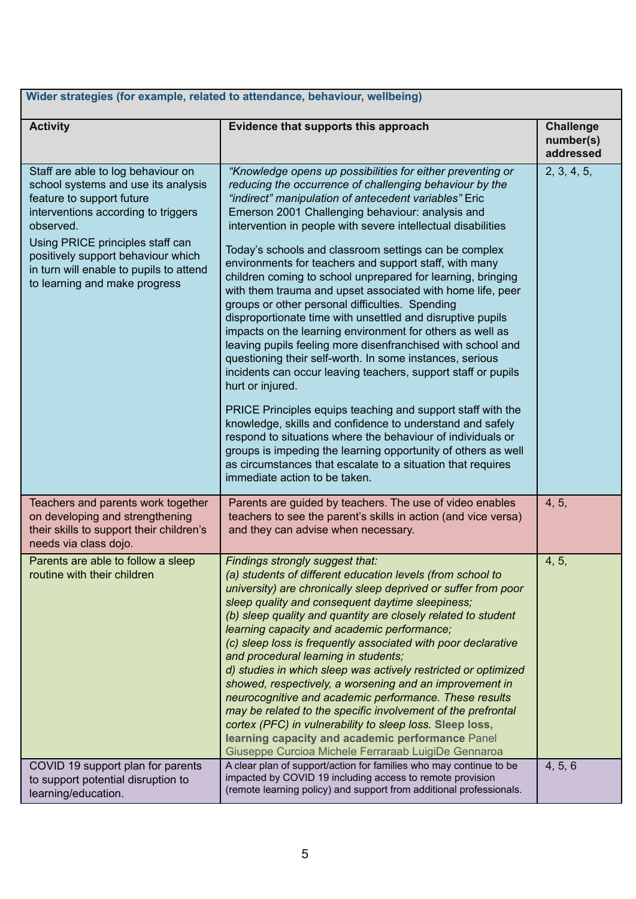| Wider strategies (for example, related to attendance, behaviour, wellbeing) | | |
|---|---|---|
| **Activity** | **Evidence that supports this approach** | **Challenge number(s) addressed** |
| Staff are able to log behaviour on school systems and use its analysis feature to support future interventions according to triggers observed.<br><br>Using PRICE principles staff can positively support behaviour which in turn will enable to pupils to attend to learning and make progress | *"Knowledge opens up possibilities for either preventing or reducing the occurrence of challenging behaviour by the "indirect" manipulation of antecedent variables"* Eric Emerson 2001 Challenging behaviour: analysis and intervention in people with severe intellectual disabilities<br><br>Today's schools and classroom settings can be complex environments for teachers and support staff, with many children coming to school unprepared for learning, bringing with them trauma and upset associated with home life, peer groups or other personal difficulties. Spending disproportionate time with unsettled and disruptive pupils impacts on the learning environment for others as well as leaving pupils feeling more disenfranchised with school and questioning their self-worth. In some instances, serious incidents can occur leaving teachers, support staff or pupils hurt or injured.<br><br>PRICE Principles equips teaching and support staff with the knowledge, skills and confidence to understand and safely respond to situations where the behaviour of individuals or groups is impeding the learning opportunity of others as well as circumstances that escalate to a situation that requires immediate action to be taken. | 2, 3, 4, 5, |
| Teachers and parents work together on developing and strengthening their skills to support their children's needs via class dojo. | Parents are guided by teachers. The use of video enables teachers to see the parent's skills in action (and vice versa) and they can advise when necessary. | 4, 5, |
| Parents are able to follow a sleep routine with their children | *Findings strongly suggest that:*<br>*(a) students of different education levels (from school to university) are chronically sleep deprived or suffer from poor sleep quality and consequent daytime sleepiness;*<br>*(b) sleep quality and quantity are closely related to student learning capacity and academic performance;*<br>*(c) sleep loss is frequently associated with poor declarative and procedural learning in students;*<br>*d) studies in which sleep was actively restricted or optimized showed, respectively, a worsening and an improvement in neurocognitive and academic performance. These results may be related to the specific involvement of the prefrontal cortex (PFC) in vulnerability to sleep loss.* **Sleep loss, learning capacity and academic performance** Panel Giuseppe Curcioa Michele Ferraraab LuigiDe Gennaroa | 4, 5, |
| COVID 19 support plan for parents to support potential disruption to learning/education. | A clear plan of support/action for families who may continue to be impacted by COVID 19 including access to remote provision (remote learning policy) and support from additional professionals. | 4, 5, 6 |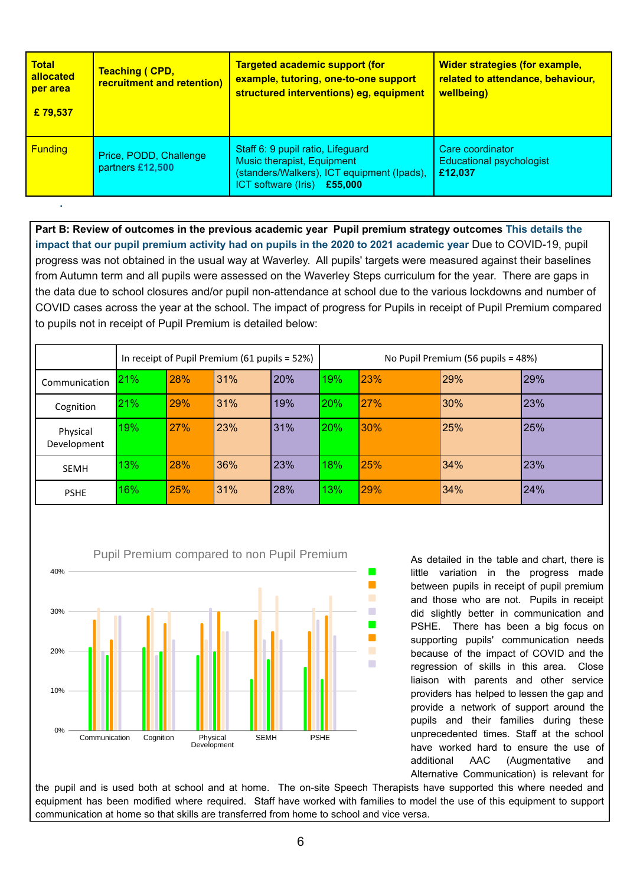| **Total allocated per area** **£ 79,537** | **Teaching ( CPD, recruitment and retention)** | **Targeted academic support (for example, tutoring, one-to-one support structured interventions) eg, equipment** | **Wider strategies (for example, related to attendance, behaviour, wellbeing)** |
|---|---|---|---|
| Funding | Price, PODD, Challenge partners **£12,500** | Staff 6: 9 pupil ratio, Lifeguard Music therapist, Equipment (standers/Walkers), ICT equipment (Ipads), ICT software (Iris) **£55,000** | Care coordinator Educational psychologist **£12,037** |

**Part B: Review of outcomes in the previous academic year Pupil premium strategy outcomes** **This details the impact that our pupil premium activity had on pupils in the 2020 to 2021 academic year** Due to COVID-19, pupil progress was not obtained in the usual way at Waverley. All pupils' targets were measured against their baselines from Autumn term and all pupils were assessed on the Waverley Steps curriculum for the year. There are gaps in the data due to school closures and/or pupil non-attendance at school due to the various lockdowns and number of COVID cases across the year at the school. The impact of progress for Pupils in receipt of Pupil Premium compared to pupils not in receipt of Pupil Premium is detailed below:

| | In receipt of Pupil Premium (61 pupils = 52%) | | | | No Pupil Premium (56 pupils = 48%) | | | |
|---|---|---|---|---|---|---|---|---|
| Communication | 21% | 28% | 31% | 20% | 19% | 23% | 29% | 29% |
| Cognition | 21% | 29% | 31% | 19% | 20% | 27% | 30% | 23% |
| Physical Development | 19% | 27% | 23% | 31% | 20% | 30% | 25% | 25% |
| SEMH | 13% | 28% | 36% | 23% | 18% | 25% | 34% | 23% |
| PSHE | 16% | 25% | 31% | 28% | 13% | 29% | 34% | 24% |

Pupil Premium compared to non Pupil Premium

As detailed in the table and chart, there is little variation in the progress made between pupils in receipt of pupil premium and those who are not. Pupils in receipt did slightly better in communication and PSHE. There has been a big focus on supporting pupils' communication needs because of the impact of COVID and the regression of skills in this area. Close liaison with parents and other service providers has helped to lessen the gap and provide a network of support around the pupils and their families during these unprecedented times. Staff at the school have worked hard to ensure the use of additional AAC (Augmentative and Alternative Communication) is relevant for the pupil and is used both at school and at home. The on-site Speech Therapists have supported this where needed and equipment has been modified where required. Staff have worked with families to model the use of this equipment to support communication at home so that skills are transferred from home to school and vice versa.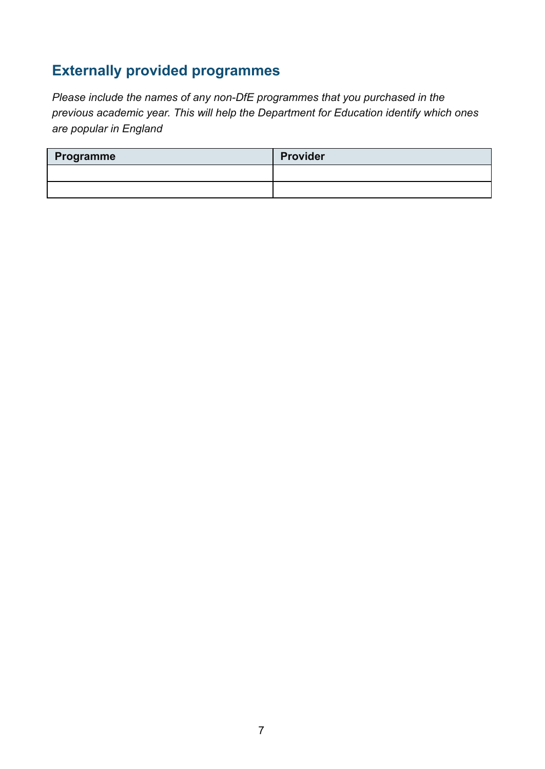## Externally provided programmes

*Please include the names of any non-DfE programmes that you purchased in the previous academic year. This will help the Department for Education identify which ones are popular in England*

| Programme | Provider |
|---|---|
| | |
| | |